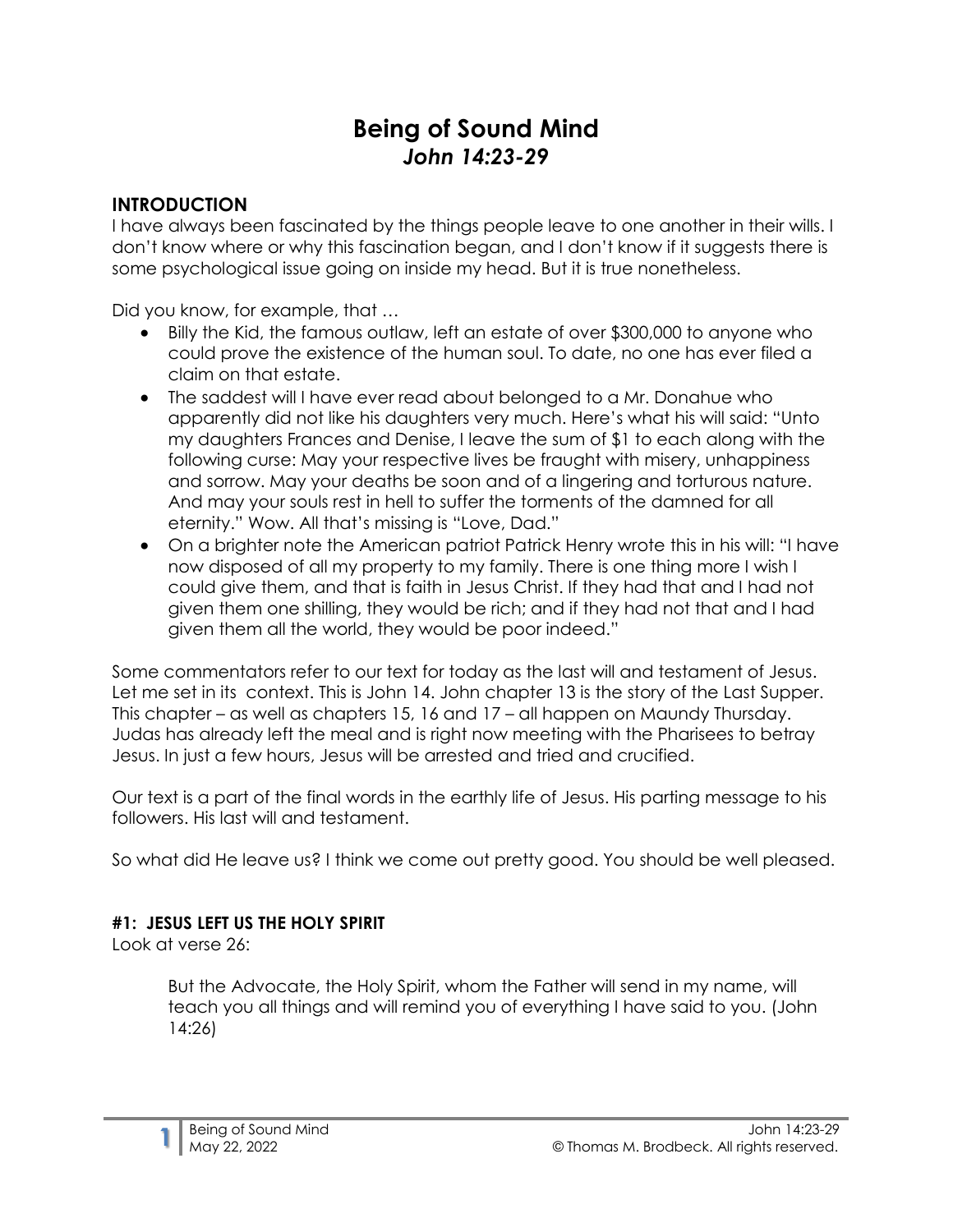# Being of Sound Mind
## *John 14:23-29*

### INTRODUCTION

I have always been fascinated by the things people leave to one another in their wills. I don't know where or why this fascination began, and I don't know if it suggests there is some psychological issue going on inside my head. But it is true nonetheless.

Did you know, for example, that …

- Billy the Kid, the famous outlaw, left an estate of over $300,000 to anyone who could prove the existence of the human soul. To date, no one has ever filed a claim on that estate.
- The saddest will I have ever read about belonged to a Mr. Donahue who apparently did not like his daughters very much. Here's what his will said: "Unto my daughters Frances and Denise, I leave the sum of $1 to each along with the following curse: May your respective lives be fraught with misery, unhappiness and sorrow. May your deaths be soon and of a lingering and torturous nature. And may your souls rest in hell to suffer the torments of the damned for all eternity." Wow. All that's missing is "Love, Dad."
- On a brighter note the American patriot Patrick Henry wrote this in his will: "I have now disposed of all my property to my family. There is one thing more I wish I could give them, and that is faith in Jesus Christ. If they had that and I had not given them one shilling, they would be rich; and if they had not that and I had given them all the world, they would be poor indeed."

Some commentators refer to our text for today as the last will and testament of Jesus. Let me set in its context. This is John 14. John chapter 13 is the story of the Last Supper. This chapter – as well as chapters 15, 16 and 17 – all happen on Maundy Thursday. Judas has already left the meal and is right now meeting with the Pharisees to betray Jesus. In just a few hours, Jesus will be arrested and tried and crucified.

Our text is a part of the final words in the earthly life of Jesus. His parting message to his followers. His last will and testament.

So what did He leave us? I think we come out pretty good. You should be well pleased.

### #1: JESUS LEFT US THE HOLY SPIRIT

Look at verse 26:

> But the Advocate, the Holy Spirit, whom the Father will send in my name, will teach you all things and will remind you of everything I have said to you. (John 14:26)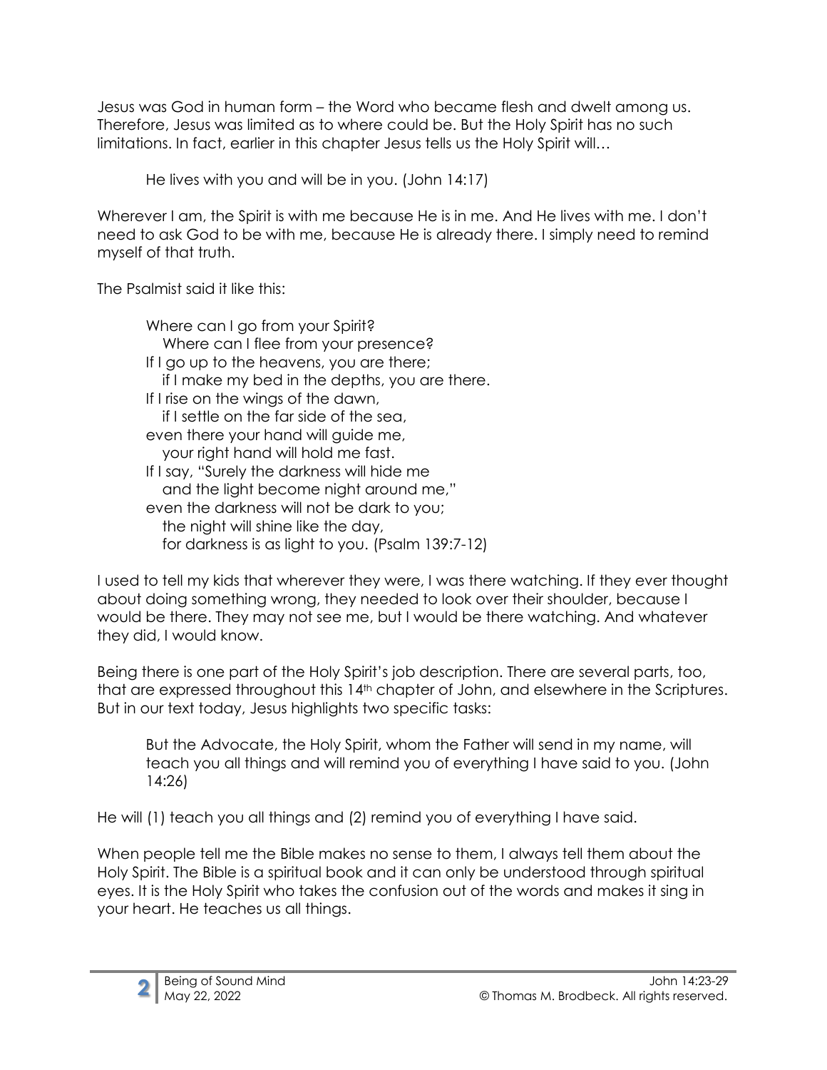Jesus was God in human form – the Word who became flesh and dwelt among us. Therefore, Jesus was limited as to where could be. But the Holy Spirit has no such limitations. In fact, earlier in this chapter Jesus tells us the Holy Spirit will…

> He lives with you and will be in you. (John 14:17)

Wherever I am, the Spirit is with me because He is in me. And He lives with me. I don't need to ask God to be with me, because He is already there. I simply need to remind myself of that truth.

The Psalmist said it like this:

> Where can I go from your Spirit?
> Where can I flee from your presence?
> If I go up to the heavens, you are there;
> if I make my bed in the depths, you are there.
> If I rise on the wings of the dawn,
> if I settle on the far side of the sea,
> even there your hand will guide me,
> your right hand will hold me fast.
> If I say, "Surely the darkness will hide me
> and the light become night around me,"
> even the darkness will not be dark to you;
> the night will shine like the day,
> for darkness is as light to you. (Psalm 139:7-12)

I used to tell my kids that wherever they were, I was there watching. If they ever thought about doing something wrong, they needed to look over their shoulder, because I would be there. They may not see me, but I would be there watching. And whatever they did, I would know.

Being there is one part of the Holy Spirit's job description. There are several parts, too, that are expressed throughout this 14th chapter of John, and elsewhere in the Scriptures. But in our text today, Jesus highlights two specific tasks:

> But the Advocate, the Holy Spirit, whom the Father will send in my name, will teach you all things and will remind you of everything I have said to you. (John 14:26)

He will (1) teach you all things and (2) remind you of everything I have said.

When people tell me the Bible makes no sense to them, I always tell them about the Holy Spirit. The Bible is a spiritual book and it can only be understood through spiritual eyes. It is the Holy Spirit who takes the confusion out of the words and makes it sing in your heart. He teaches us all things.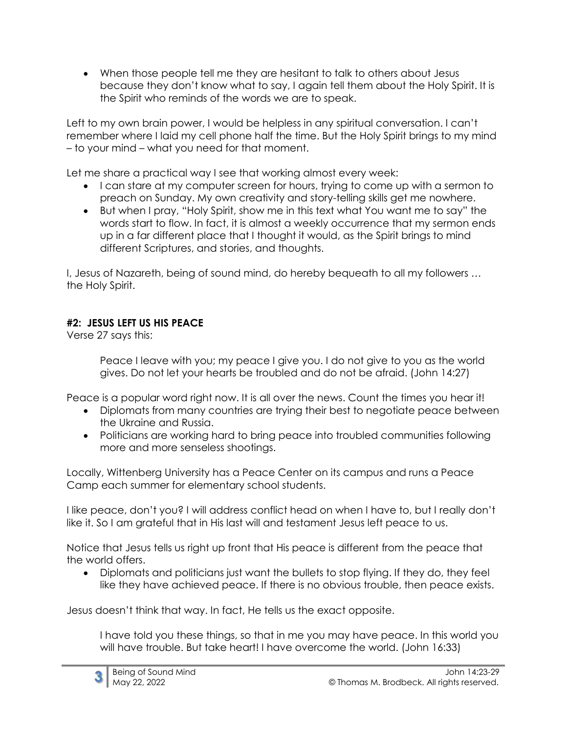- When those people tell me they are hesitant to talk to others about Jesus because they don't know what to say, I again tell them about the Holy Spirit. It is the Spirit who reminds of the words we are to speak.

Left to my own brain power, I would be helpless in any spiritual conversation. I can't remember where I laid my cell phone half the time. But the Holy Spirit brings to my mind – to your mind – what you need for that moment.

Let me share a practical way I see that working almost every week:

- I can stare at my computer screen for hours, trying to come up with a sermon to preach on Sunday. My own creativity and story-telling skills get me nowhere.
- But when I pray, "Holy Spirit, show me in this text what You want me to say" the words start to flow. In fact, it is almost a weekly occurrence that my sermon ends up in a far different place that I thought it would, as the Spirit brings to mind different Scriptures, and stories, and thoughts.

I, Jesus of Nazareth, being of sound mind, do hereby bequeath to all my followers … the Holy Spirit.

**#2: JESUS LEFT US HIS PEACE**

Verse 27 says this:

> Peace I leave with you; my peace I give you. I do not give to you as the world gives. Do not let your hearts be troubled and do not be afraid. (John 14:27)

Peace is a popular word right now. It is all over the news. Count the times you hear it!

- Diplomats from many countries are trying their best to negotiate peace between the Ukraine and Russia.
- Politicians are working hard to bring peace into troubled communities following more and more senseless shootings.

Locally, Wittenberg University has a Peace Center on its campus and runs a Peace Camp each summer for elementary school students.

I like peace, don't you? I will address conflict head on when I have to, but I really don't like it. So I am grateful that in His last will and testament Jesus left peace to us.

Notice that Jesus tells us right up front that His peace is different from the peace that the world offers.

- Diplomats and politicians just want the bullets to stop flying. If they do, they feel like they have achieved peace. If there is no obvious trouble, then peace exists.

Jesus doesn't think that way. In fact, He tells us the exact opposite.

> I have told you these things, so that in me you may have peace. In this world you will have trouble. But take heart! I have overcome the world. (John 16:33)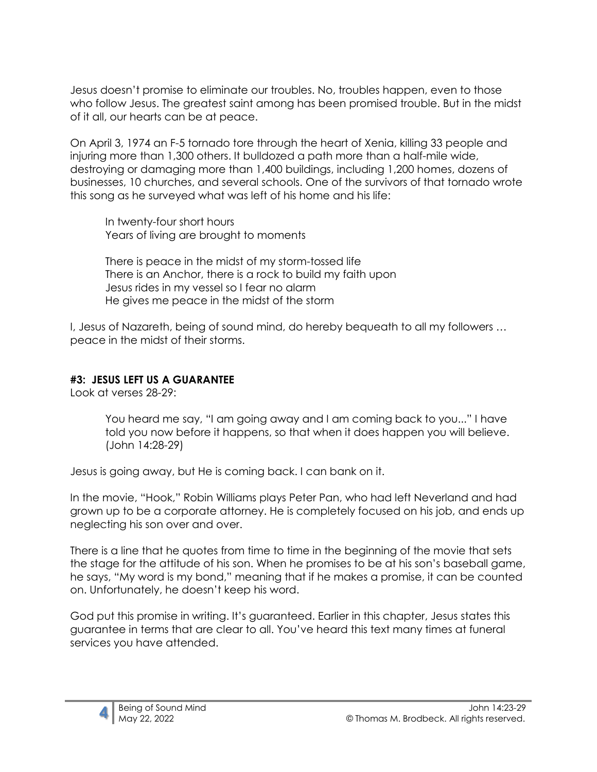Jesus doesn't promise to eliminate our troubles. No, troubles happen, even to those who follow Jesus. The greatest saint among has been promised trouble. But in the midst of it all, our hearts can be at peace.

On April 3, 1974 an F-5 tornado tore through the heart of Xenia, killing 33 people and injuring more than 1,300 others. It bulldozed a path more than a half-mile wide, destroying or damaging more than 1,400 buildings, including 1,200 homes, dozens of businesses, 10 churches, and several schools. One of the survivors of that tornado wrote this song as he surveyed what was left of his home and his life:

> In twenty-four short hours
> Years of living are brought to moments
>
> There is peace in the midst of my storm-tossed life
> There is an Anchor, there is a rock to build my faith upon
> Jesus rides in my vessel so I fear no alarm
> He gives me peace in the midst of the storm

I, Jesus of Nazareth, being of sound mind, do hereby bequeath to all my followers … peace in the midst of their storms.

**#3: JESUS LEFT US A GUARANTEE**

Look at verses 28-29:

> You heard me say, "I am going away and I am coming back to you..." I have told you now before it happens, so that when it does happen you will believe. (John 14:28-29)

Jesus is going away, but He is coming back. I can bank on it.

In the movie, "Hook," Robin Williams plays Peter Pan, who had left Neverland and had grown up to be a corporate attorney. He is completely focused on his job, and ends up neglecting his son over and over.

There is a line that he quotes from time to time in the beginning of the movie that sets the stage for the attitude of his son. When he promises to be at his son's baseball game, he says, "My word is my bond," meaning that if he makes a promise, it can be counted on. Unfortunately, he doesn't keep his word.

God put this promise in writing. It's guaranteed. Earlier in this chapter, Jesus states this guarantee in terms that are clear to all. You've heard this text many times at funeral services you have attended.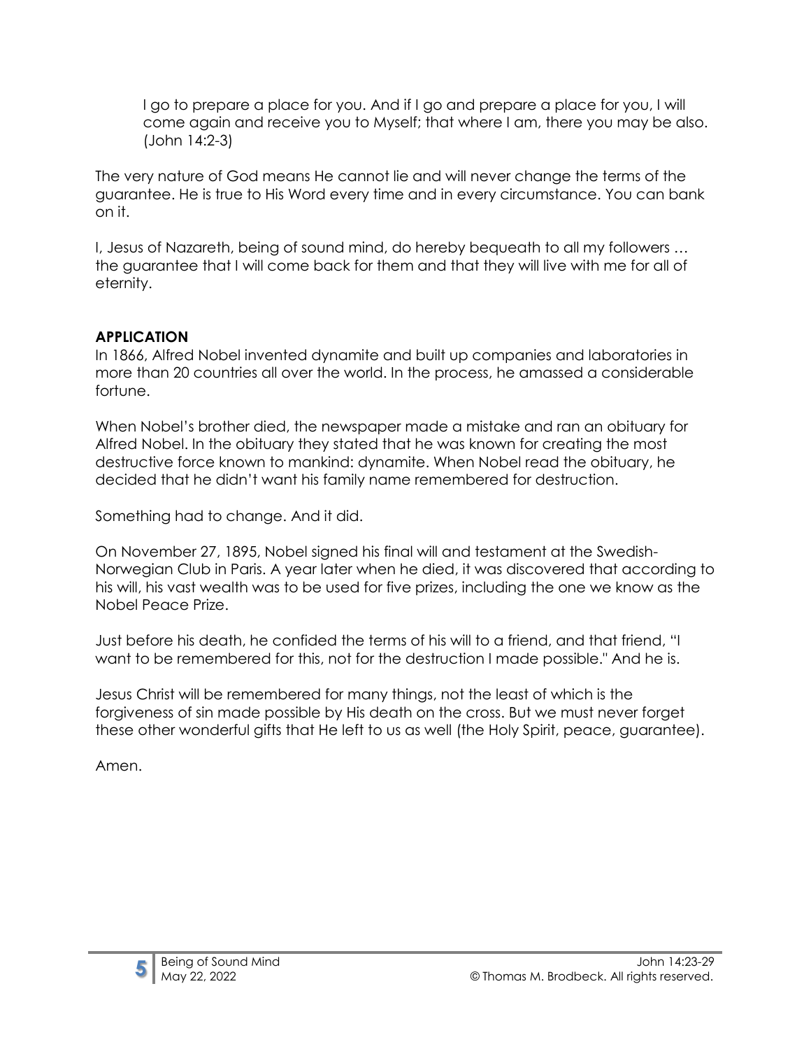> I go to prepare a place for you. And if I go and prepare a place for you, I will come again and receive you to Myself; that where I am, there you may be also. (John 14:2-3)

The very nature of God means He cannot lie and will never change the terms of the guarantee. He is true to His Word every time and in every circumstance. You can bank on it.

I, Jesus of Nazareth, being of sound mind, do hereby bequeath to all my followers … the guarantee that I will come back for them and that they will live with me for all of eternity.

**APPLICATION**

In 1866, Alfred Nobel invented dynamite and built up companies and laboratories in more than 20 countries all over the world. In the process, he amassed a considerable fortune.

When Nobel's brother died, the newspaper made a mistake and ran an obituary for Alfred Nobel. In the obituary they stated that he was known for creating the most destructive force known to mankind: dynamite. When Nobel read the obituary, he decided that he didn't want his family name remembered for destruction.

Something had to change. And it did.

On November 27, 1895, Nobel signed his final will and testament at the Swedish-Norwegian Club in Paris. A year later when he died, it was discovered that according to his will, his vast wealth was to be used for five prizes, including the one we know as the Nobel Peace Prize.

Just before his death, he confided the terms of his will to a friend, and that friend, "I want to be remembered for this, not for the destruction I made possible." And he is.

Jesus Christ will be remembered for many things, not the least of which is the forgiveness of sin made possible by His death on the cross. But we must never forget these other wonderful gifts that He left to us as well (the Holy Spirit, peace, guarantee).

Amen.